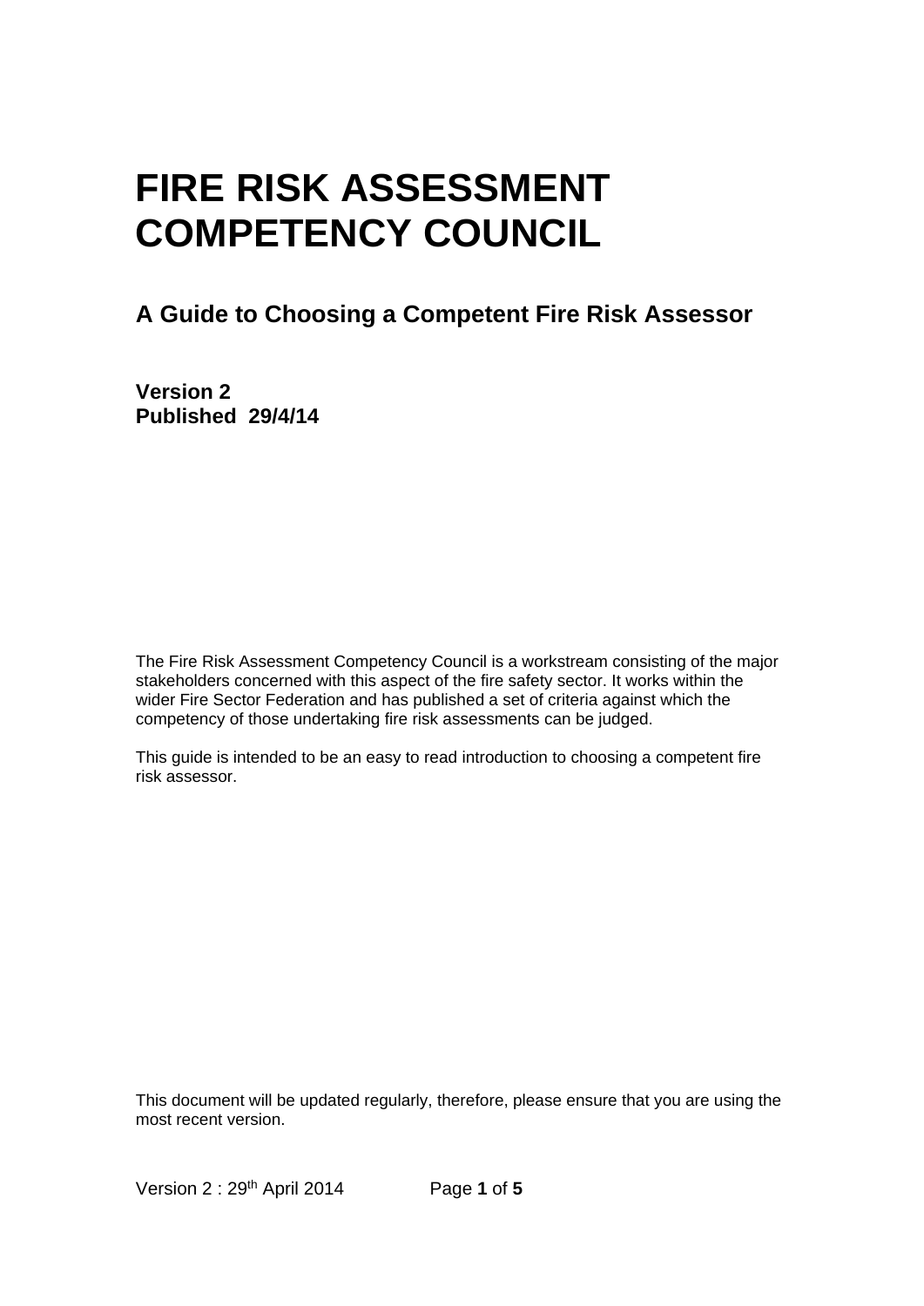# FIRE RISK ASSESSMENT COMPETENCY COUNCIL

## A Guide to Choosing a Competent Fire Risk Assessor

**Version 2**
**Published 29/4/14**

The Fire Risk Assessment Competency Council is a workstream consisting of the major stakeholders concerned with this aspect of the fire safety sector. It works within the wider Fire Sector Federation and has published a set of criteria against which the competency of those undertaking fire risk assessments can be judged.

This guide is intended to be an easy to read introduction to choosing a competent fire risk assessor.

This document will be updated regularly, therefore, please ensure that you are using the most recent version.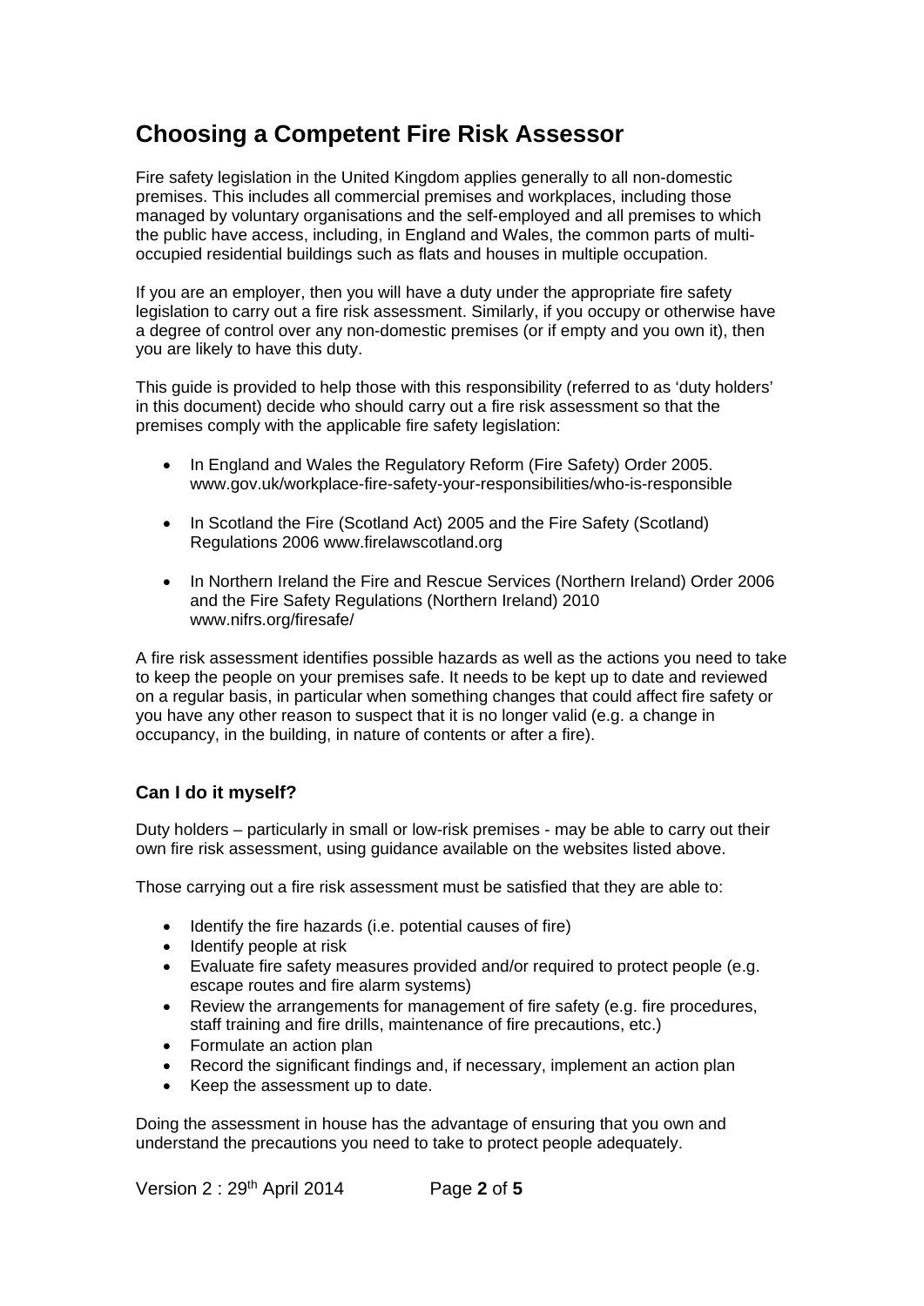# Choosing a Competent Fire Risk Assessor

Fire safety legislation in the United Kingdom applies generally to all non-domestic premises. This includes all commercial premises and workplaces, including those managed by voluntary organisations and the self-employed and all premises to which the public have access, including, in England and Wales, the common parts of multi-occupied residential buildings such as flats and houses in multiple occupation.

If you are an employer, then you will have a duty under the appropriate fire safety legislation to carry out a fire risk assessment. Similarly, if you occupy or otherwise have a degree of control over any non-domestic premises (or if empty and you own it), then you are likely to have this duty.

This guide is provided to help those with this responsibility (referred to as 'duty holders' in this document) decide who should carry out a fire risk assessment so that the premises comply with the applicable fire safety legislation:

- In England and Wales the Regulatory Reform (Fire Safety) Order 2005. www.gov.uk/workplace-fire-safety-your-responsibilities/who-is-responsible
- In Scotland the Fire (Scotland Act) 2005 and the Fire Safety (Scotland) Regulations 2006 www.firelawscotland.org
- In Northern Ireland the Fire and Rescue Services (Northern Ireland) Order 2006 and the Fire Safety Regulations (Northern Ireland) 2010 www.nifrs.org/firesafe/

A fire risk assessment identifies possible hazards as well as the actions you need to take to keep the people on your premises safe. It needs to be kept up to date and reviewed on a regular basis, in particular when something changes that could affect fire safety or you have any other reason to suspect that it is no longer valid (e.g. a change in occupancy, in the building, in nature of contents or after a fire).

## Can I do it myself?

Duty holders – particularly in small or low-risk premises - may be able to carry out their own fire risk assessment, using guidance available on the websites listed above.

Those carrying out a fire risk assessment must be satisfied that they are able to:

- Identify the fire hazards (i.e. potential causes of fire)
- Identify people at risk
- Evaluate fire safety measures provided and/or required to protect people (e.g. escape routes and fire alarm systems)
- Review the arrangements for management of fire safety (e.g. fire procedures, staff training and fire drills, maintenance of fire precautions, etc.)
- Formulate an action plan
- Record the significant findings and, if necessary, implement an action plan
- Keep the assessment up to date.

Doing the assessment in house has the advantage of ensuring that you own and understand the precautions you need to take to protect people adequately.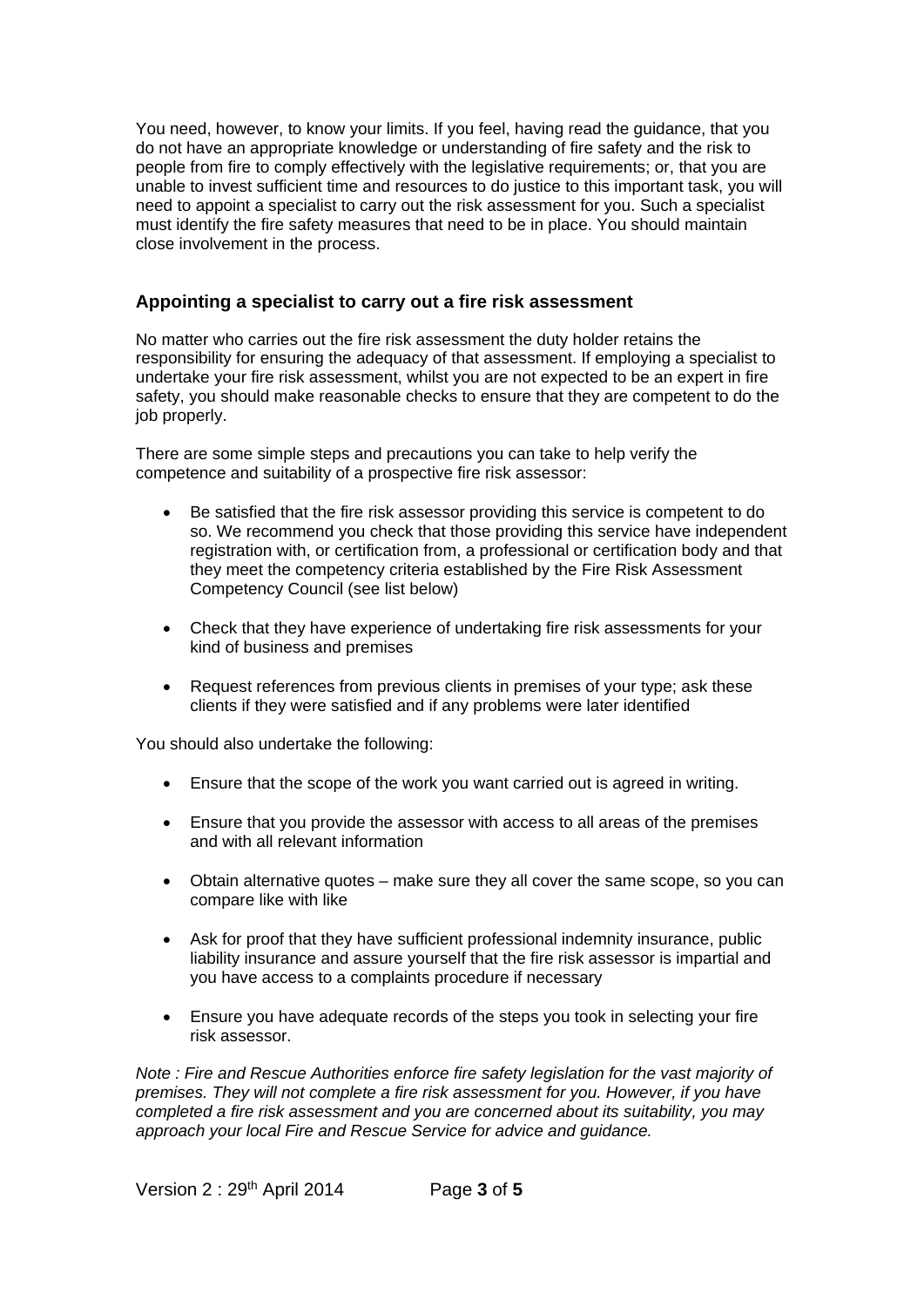You need, however, to know your limits. If you feel, having read the guidance, that you do not have an appropriate knowledge or understanding of fire safety and the risk to people from fire to comply effectively with the legislative requirements; or, that you are unable to invest sufficient time and resources to do justice to this important task, you will need to appoint a specialist to carry out the risk assessment for you. Such a specialist must identify the fire safety measures that need to be in place. You should maintain close involvement in the process.

## Appointing a specialist to carry out a fire risk assessment

No matter who carries out the fire risk assessment the duty holder retains the responsibility for ensuring the adequacy of that assessment. If employing a specialist to undertake your fire risk assessment, whilst you are not expected to be an expert in fire safety, you should make reasonable checks to ensure that they are competent to do the job properly.

There are some simple steps and precautions you can take to help verify the competence and suitability of a prospective fire risk assessor:

- Be satisfied that the fire risk assessor providing this service is competent to do so. We recommend you check that those providing this service have independent registration with, or certification from, a professional or certification body and that they meet the competency criteria established by the Fire Risk Assessment Competency Council (see list below)
- Check that they have experience of undertaking fire risk assessments for your kind of business and premises
- Request references from previous clients in premises of your type; ask these clients if they were satisfied and if any problems were later identified

You should also undertake the following:

- Ensure that the scope of the work you want carried out is agreed in writing.
- Ensure that you provide the assessor with access to all areas of the premises and with all relevant information
- Obtain alternative quotes – make sure they all cover the same scope, so you can compare like with like
- Ask for proof that they have sufficient professional indemnity insurance, public liability insurance and assure yourself that the fire risk assessor is impartial and you have access to a complaints procedure if necessary
- Ensure you have adequate records of the steps you took in selecting your fire risk assessor.

*Note : Fire and Rescue Authorities enforce fire safety legislation for the vast majority of premises. They will not complete a fire risk assessment for you. However, if you have completed a fire risk assessment and you are concerned about its suitability, you may approach your local Fire and Rescue Service for advice and guidance.*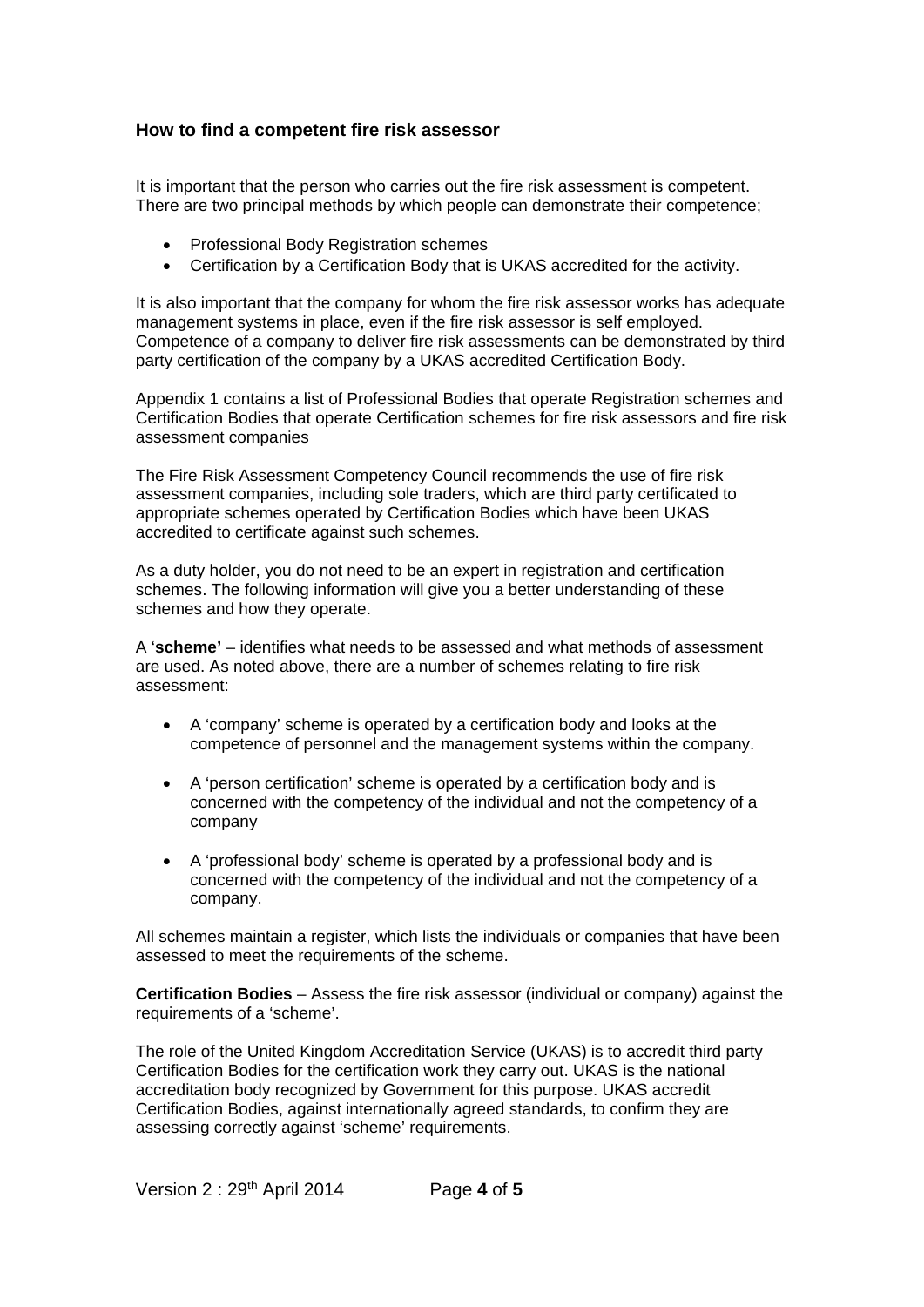## How to find a competent fire risk assessor

It is important that the person who carries out the fire risk assessment is competent. There are two principal methods by which people can demonstrate their competence;

- Professional Body Registration schemes
- Certification by a Certification Body that is UKAS accredited for the activity.

It is also important that the company for whom the fire risk assessor works has adequate management systems in place, even if the fire risk assessor is self employed. Competence of a company to deliver fire risk assessments can be demonstrated by third party certification of the company by a UKAS accredited Certification Body.

Appendix 1 contains a list of Professional Bodies that operate Registration schemes and Certification Bodies that operate Certification schemes for fire risk assessors and fire risk assessment companies

The Fire Risk Assessment Competency Council recommends the use of fire risk assessment companies, including sole traders, which are third party certificated to appropriate schemes operated by Certification Bodies which have been UKAS accredited to certificate against such schemes.

As a duty holder, you do not need to be an expert in registration and certification schemes. The following information will give you a better understanding of these schemes and how they operate.

A '**scheme'** – identifies what needs to be assessed and what methods of assessment are used. As noted above, there are a number of schemes relating to fire risk assessment:

- A 'company' scheme is operated by a certification body and looks at the competence of personnel and the management systems within the company.
- A 'person certification' scheme is operated by a certification body and is concerned with the competency of the individual and not the competency of a company
- A 'professional body' scheme is operated by a professional body and is concerned with the competency of the individual and not the competency of a company.

All schemes maintain a register, which lists the individuals or companies that have been assessed to meet the requirements of the scheme.

**Certification Bodies** – Assess the fire risk assessor (individual or company) against the requirements of a 'scheme'.

The role of the United Kingdom Accreditation Service (UKAS) is to accredit third party Certification Bodies for the certification work they carry out. UKAS is the national accreditation body recognized by Government for this purpose. UKAS accredit Certification Bodies, against internationally agreed standards, to confirm they are assessing correctly against 'scheme' requirements.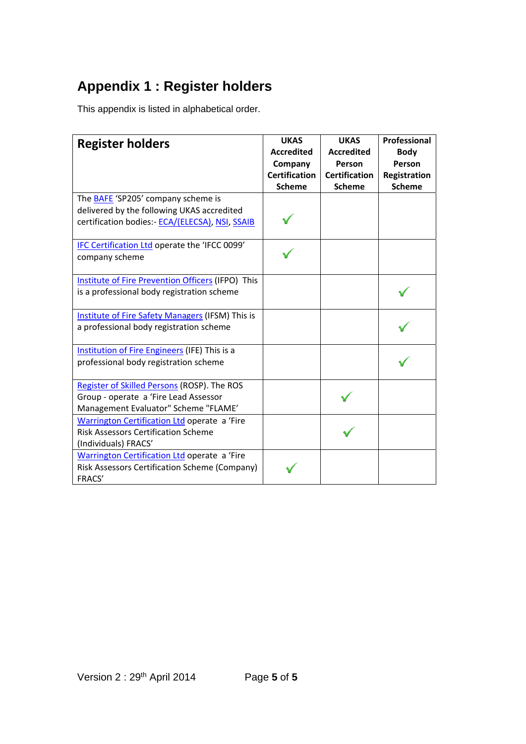## Appendix 1 : Register holders

This appendix is listed in alphabetical order.

| Register holders | UKAS Accredited Company Certification Scheme | UKAS Accredited Person Certification Scheme | Professional Body Person Registration Scheme |
|---|---|---|---|
| The BAFE 'SP205' company scheme is delivered by the following UKAS accredited certification bodies:- ECA/(ELECSA), NSI, SSAIB | ✓ | | |
| IFC Certification Ltd operate the 'IFCC 0099' company scheme | ✓ | | |
| Institute of Fire Prevention Officers (IFPO) This is a professional body registration scheme | | | ✓ |
| Institute of Fire Safety Managers (IFSM) This is a professional body registration scheme | | | ✓ |
| Institution of Fire Engineers (IFE) This is a professional body registration scheme | | | ✓ |
| Register of Skilled Persons (ROSP). The ROS Group - operate a 'Fire Lead Assessor Management Evaluator" Scheme "FLAME' | | ✓ | |
| Warrington Certification Ltd operate a 'Fire Risk Assessors Certification Scheme (Individuals) FRACS' | | ✓ | |
| Warrington Certification Ltd operate a 'Fire Risk Assessors Certification Scheme (Company) FRACS' | ✓ | | |

Version 2 : 29th April 2014